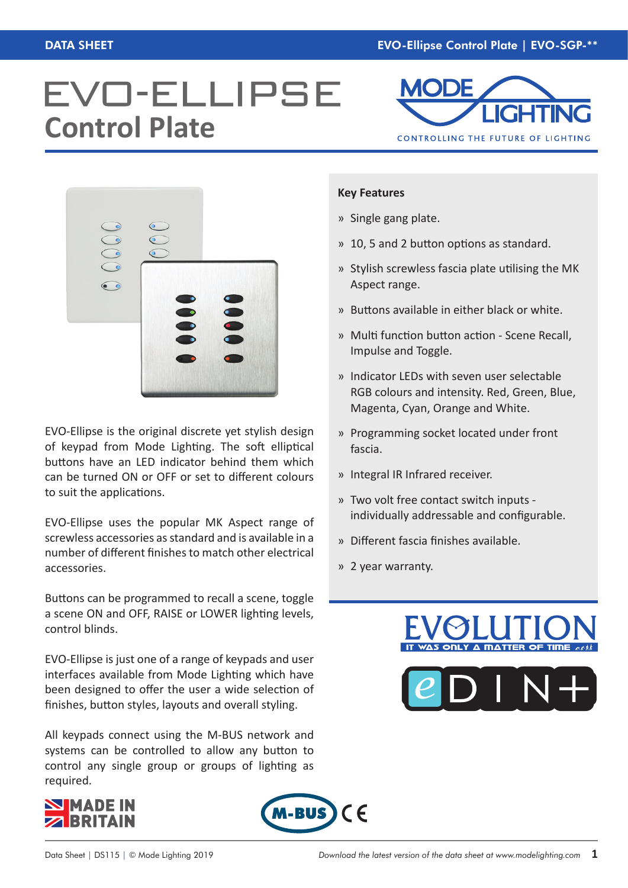# EVO-ELLIPSE
## Control Plate

EVO-Ellipse is the original discrete yet stylish design of keypad from Mode Lighting. The soft elliptical buttons have an LED indicator behind them which can be turned ON or OFF or set to different colours to suit the applications.

EVO-Ellipse uses the popular MK Aspect range of screwless accessories as standard and is available in a number of different finishes to match other electrical accessories.

Buttons can be programmed to recall a scene, toggle a scene ON and OFF, RAISE or LOWER lighting levels, control blinds.

EVO-Ellipse is just one of a range of keypads and user interfaces available from Mode Lighting which have been designed to offer the user a wide selection of finishes, button styles, layouts and overall styling.

All keypads connect using the M-BUS network and systems can be controlled to allow any button to control any single group or groups of lighting as required.

### Key Features

- Single gang plate.
- 10, 5 and 2 button options as standard.
- Stylish screwless fascia plate utilising the MK Aspect range.
- Buttons available in either black or white.
- Multi function button action - Scene Recall, Impulse and Toggle.
- Indicator LEDs with seven user selectable RGB colours and intensity. Red, Green, Blue, Magenta, Cyan, Orange and White.
- Programming socket located under front fascia.
- Integral IR Infrared receiver.
- Two volt free contact switch inputs - individually addressable and configurable.
- Different fascia finishes available.
- 2 year warranty.

Data Sheet | DS115 | © Mode Lighting 2019

*Download the latest version of the data sheet at www.modelighting.com*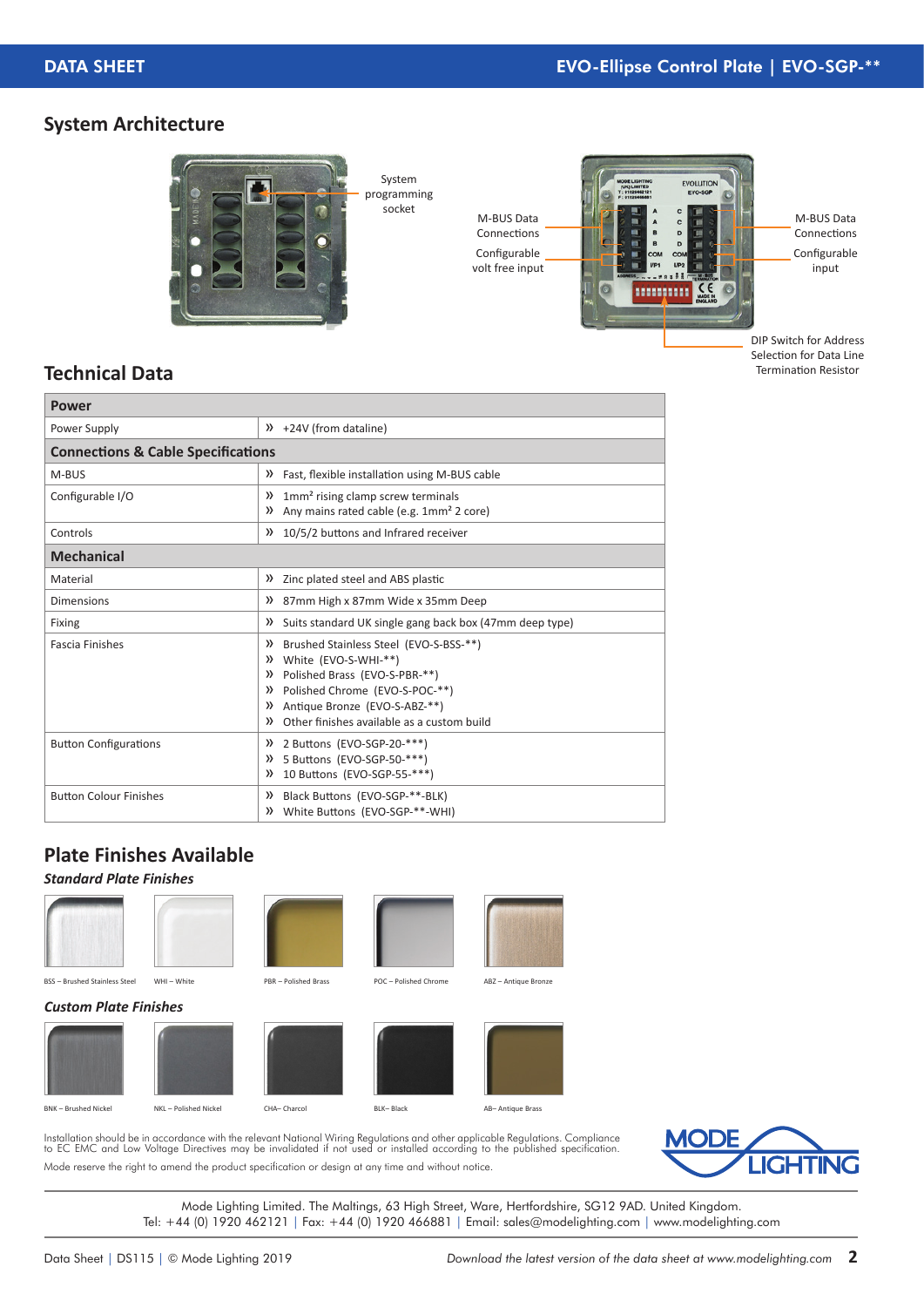## System Architecture

System programming socket

M-BUS Data Connections

Configurable volt free input

M-BUS Data Connections

Configurable input

DIP Switch for Address Selection for Data Line Termination Resistor

## Technical Data

| | |
|---|---|
| **Power** | |
| Power Supply | » +24V (from dataline) |
| **Connections & Cable Specifications** | |
| M-BUS | » Fast, flexible installation using M-BUS cable |
| Configurable I/O | » 1mm² rising clamp screw terminals<br>» Any mains rated cable (e.g. 1mm² 2 core) |
| Controls | » 10/5/2 buttons and Infrared receiver |
| **Mechanical** | |
| Material | » Zinc plated steel and ABS plastic |
| Dimensions | » 87mm High x 87mm Wide x 35mm Deep |
| Fixing | » Suits standard UK single gang back box (47mm deep type) |
| Fascia Finishes | » Brushed Stainless Steel (EVO-S-BSS-**)<br>» White (EVO-S-WHI-**)<br>» Polished Brass (EVO-S-PBR-**)<br>» Polished Chrome (EVO-S-POC-**)<br>» Antique Bronze (EVO-S-ABZ-**)<br>» Other finishes available as a custom build |
| Button Configurations | » 2 Buttons (EVO-SGP-20-***)<br>» 5 Buttons (EVO-SGP-50-***)<br>» 10 Buttons (EVO-SGP-55-***) |
| Button Colour Finishes | » Black Buttons (EVO-SGP-**-BLK)<br>» White Buttons (EVO-SGP-**-WHI) |

## Plate Finishes Available

### *Standard Plate Finishes*

BSS – Brushed Stainless Steel

WHI – White

PBR – Polished Brass

POC – Polished Chrome

ABZ – Antique Bronze

### *Custom Plate Finishes*

BNK – Brushed Nickel

NKL – Polished Nickel

CHA– Charcol

BLK– Black

AB– Antique Brass

Installation should be in accordance with the relevant National Wiring Regulations and other applicable Regulations. Compliance to EC EMC and Low Voltage Directives may be invalidated if not used or installed according to the published specification.

Mode reserve the right to amend the product specification or design at any time and without notice.

MODE LIGHTING

Mode Lighting Limited. The Maltings, 63 High Street, Ware, Hertfordshire, SG12 9AD. United Kingdom.
Tel: +44 (0) 1920 462121 | Fax: +44 (0) 1920 466881 | Email: sales@modelighting.com | www.modelighting.com

Data Sheet | DS115 | © Mode Lighting 2019

*Download the latest version of the data sheet at www.modelighting.com*